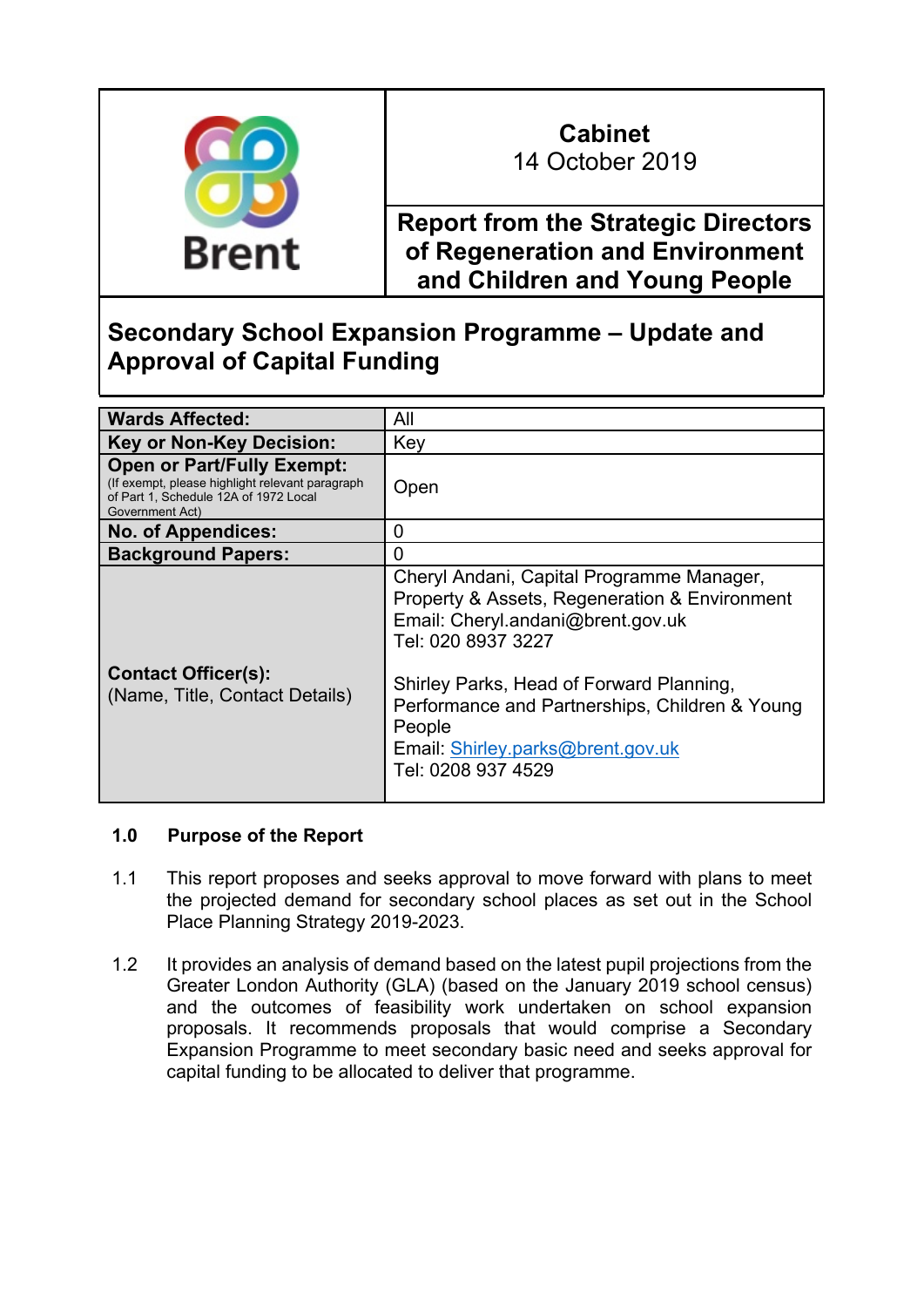| Brent | **Cabinet** 14 October 2019 |
|---|---|
| | **Report from the Strategic Directors of Regeneration and Environment and Children and Young People** |

# Secondary School Expansion Programme – Update and Approval of Capital Funding

| | |
|---|---|
| **Wards Affected:** | All |
| **Key or Non-Key Decision:** | Key |
| **Open or Part/Fully Exempt:** (If exempt, please highlight relevant paragraph of Part 1, Schedule 12A of 1972 Local Government Act) | Open |
| **No. of Appendices:** | 0 |
| **Background Papers:** | 0 |
| **Contact Officer(s):** (Name, Title, Contact Details) | Cheryl Andani, Capital Programme Manager, Property & Assets, Regeneration & Environment<br>Email: Cheryl.andani@brent.gov.uk<br>Tel: 020 8937 3227<br><br>Shirley Parks, Head of Forward Planning, Performance and Partnerships, Children & Young People<br>Email: Shirley.parks@brent.gov.uk<br>Tel: 0208 937 4529 |

## 1.0 Purpose of the Report

1.1 This report proposes and seeks approval to move forward with plans to meet the projected demand for secondary school places as set out in the School Place Planning Strategy 2019-2023.

1.2 It provides an analysis of demand based on the latest pupil projections from the Greater London Authority (GLA) (based on the January 2019 school census) and the outcomes of feasibility work undertaken on school expansion proposals. It recommends proposals that would comprise a Secondary Expansion Programme to meet secondary basic need and seeks approval for capital funding to be allocated to deliver that programme.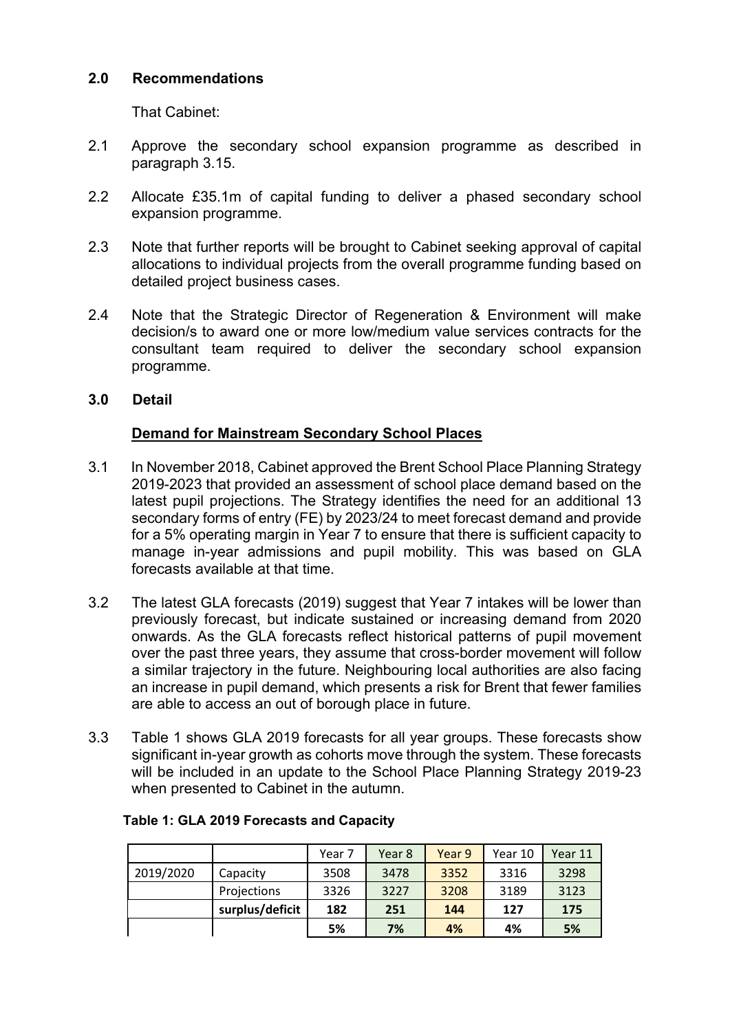## 2.0 Recommendations

That Cabinet:

2.1 Approve the secondary school expansion programme as described in paragraph 3.15.

2.2 Allocate £35.1m of capital funding to deliver a phased secondary school expansion programme.

2.3 Note that further reports will be brought to Cabinet seeking approval of capital allocations to individual projects from the overall programme funding based on detailed project business cases.

2.4 Note that the Strategic Director of Regeneration & Environment will make decision/s to award one or more low/medium value services contracts for the consultant team required to deliver the secondary school expansion programme.

## 3.0 Detail

### Demand for Mainstream Secondary School Places

3.1 In November 2018, Cabinet approved the Brent School Place Planning Strategy 2019-2023 that provided an assessment of school place demand based on the latest pupil projections. The Strategy identifies the need for an additional 13 secondary forms of entry (FE) by 2023/24 to meet forecast demand and provide for a 5% operating margin in Year 7 to ensure that there is sufficient capacity to manage in-year admissions and pupil mobility. This was based on GLA forecasts available at that time.

3.2 The latest GLA forecasts (2019) suggest that Year 7 intakes will be lower than previously forecast, but indicate sustained or increasing demand from 2020 onwards. As the GLA forecasts reflect historical patterns of pupil movement over the past three years, they assume that cross-border movement will follow a similar trajectory in the future. Neighbouring local authorities are also facing an increase in pupil demand, which presents a risk for Brent that fewer families are able to access an out of borough place in future.

3.3 Table 1 shows GLA 2019 forecasts for all year groups. These forecasts show significant in-year growth as cohorts move through the system. These forecasts will be included in an update to the School Place Planning Strategy 2019-23 when presented to Cabinet in the autumn.

**Table 1: GLA 2019 Forecasts and Capacity**

| | | Year 7 | Year 8 | Year 9 | Year 10 | Year 11 |
|---|---|---|---|---|---|---|
| 2019/2020 | Capacity | 3508 | 3478 | 3352 | 3316 | 3298 |
| | Projections | 3326 | 3227 | 3208 | 3189 | 3123 |
| | **surplus/deficit** | **182** | **251** | **144** | **127** | **175** |
| | | **5%** | **7%** | **4%** | **4%** | **5%** |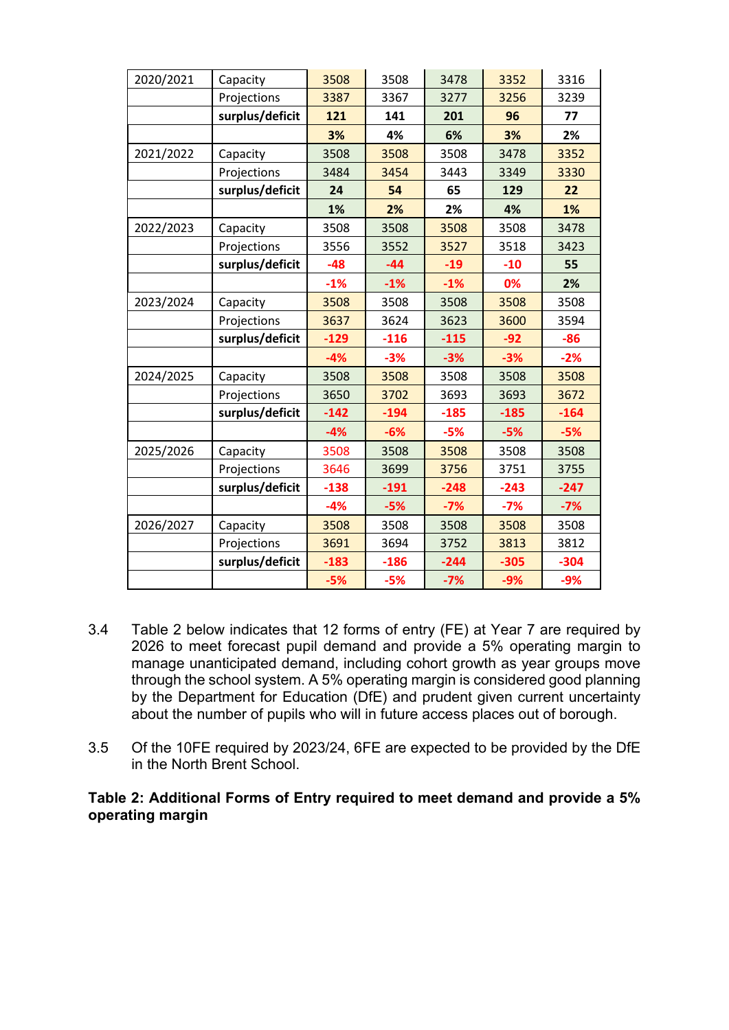| | | | | | | |
|---|---|---|---|---|---|---|
| 2020/2021 | Capacity | 3508 | 3508 | 3478 | 3352 | 3316 |
| | Projections | 3387 | 3367 | 3277 | 3256 | 3239 |
| | **surplus/deficit** | **121** | **141** | **201** | **96** | **77** |
| | | **3%** | **4%** | **6%** | **3%** | **2%** |
| 2021/2022 | Capacity | 3508 | 3508 | 3508 | 3478 | 3352 |
| | Projections | 3484 | 3454 | 3443 | 3349 | 3330 |
| | **surplus/deficit** | **24** | **54** | **65** | **129** | **22** |
| | | **1%** | **2%** | **2%** | **4%** | **1%** |
| 2022/2023 | Capacity | 3508 | 3508 | 3508 | 3508 | 3478 |
| | Projections | 3556 | 3552 | 3527 | 3518 | 3423 |
| | **surplus/deficit** | **-48** | **-44** | **-19** | **-10** | **55** |
| | | **-1%** | **-1%** | **-1%** | **0%** | **2%** |
| 2023/2024 | Capacity | 3508 | 3508 | 3508 | 3508 | 3508 |
| | Projections | 3637 | 3624 | 3623 | 3600 | 3594 |
| | **surplus/deficit** | **-129** | **-116** | **-115** | **-92** | **-86** |
| | | **-4%** | **-3%** | **-3%** | **-3%** | **-2%** |
| 2024/2025 | Capacity | 3508 | 3508 | 3508 | 3508 | 3508 |
| | Projections | 3650 | 3702 | 3693 | 3693 | 3672 |
| | **surplus/deficit** | **-142** | **-194** | **-185** | **-185** | **-164** |
| | | **-4%** | **-6%** | **-5%** | **-5%** | **-5%** |
| 2025/2026 | Capacity | 3508 | 3508 | 3508 | 3508 | 3508 |
| | Projections | 3646 | 3699 | 3756 | 3751 | 3755 |
| | **surplus/deficit** | **-138** | **-191** | **-248** | **-243** | **-247** |
| | | **-4%** | **-5%** | **-7%** | **-7%** | **-7%** |
| 2026/2027 | Capacity | 3508 | 3508 | 3508 | 3508 | 3508 |
| | Projections | 3691 | 3694 | 3752 | 3813 | 3812 |
| | **surplus/deficit** | **-183** | **-186** | **-244** | **-305** | **-304** |
| | | **-5%** | **-5%** | **-7%** | **-9%** | **-9%** |

3.4 Table 2 below indicates that 12 forms of entry (FE) at Year 7 are required by 2026 to meet forecast pupil demand and provide a 5% operating margin to manage unanticipated demand, including cohort growth as year groups move through the school system. A 5% operating margin is considered good planning by the Department for Education (DfE) and prudent given current uncertainty about the number of pupils who will in future access places out of borough.

3.5 Of the 10FE required by 2023/24, 6FE are expected to be provided by the DfE in the North Brent School.

**Table 2: Additional Forms of Entry required to meet demand and provide a 5% operating margin**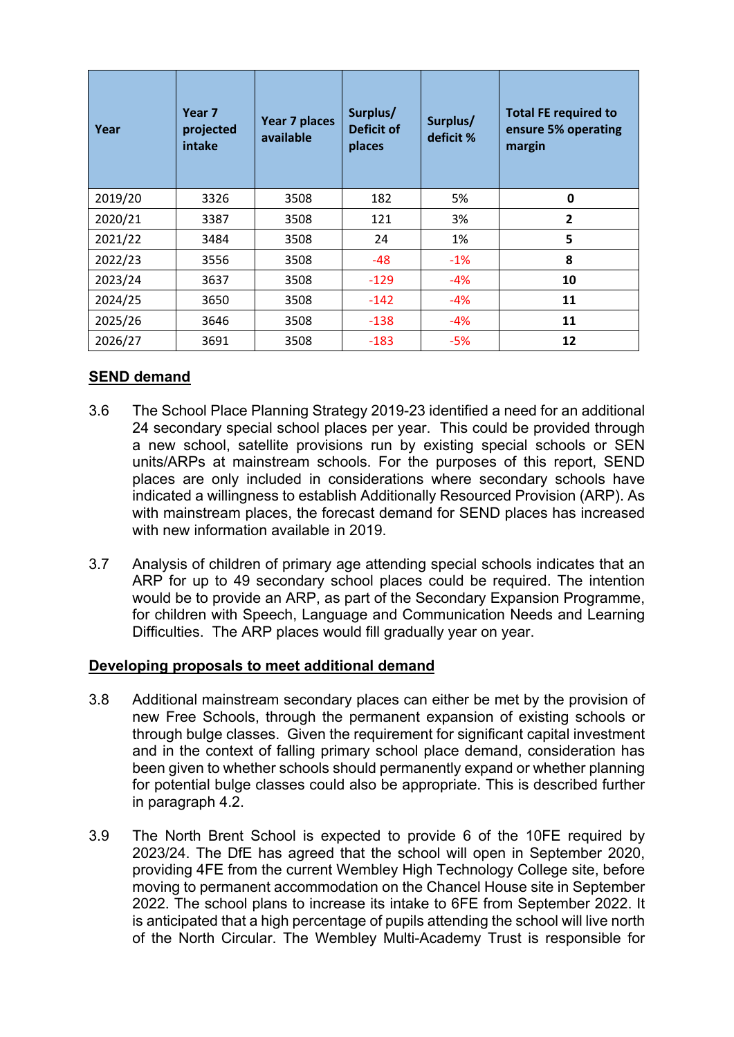| Year | Year 7 projected intake | Year 7 places available | Surplus/ Deficit of places | Surplus/ deficit % | Total FE required to ensure 5% operating margin |
|---|---|---|---|---|---|
| 2019/20 | 3326 | 3508 | 182 | 5% | **0** |
| 2020/21 | 3387 | 3508 | 121 | 3% | **2** |
| 2021/22 | 3484 | 3508 | 24 | 1% | **5** |
| 2022/23 | 3556 | 3508 | -48 | -1% | **8** |
| 2023/24 | 3637 | 3508 | -129 | -4% | **10** |
| 2024/25 | 3650 | 3508 | -142 | -4% | **11** |
| 2025/26 | 3646 | 3508 | -138 | -4% | **11** |
| 2026/27 | 3691 | 3508 | -183 | -5% | **12** |

## SEND demand

3.6 The School Place Planning Strategy 2019-23 identified a need for an additional 24 secondary special school places per year. This could be provided through a new school, satellite provisions run by existing special schools or SEN units/ARPs at mainstream schools. For the purposes of this report, SEND places are only included in considerations where secondary schools have indicated a willingness to establish Additionally Resourced Provision (ARP). As with mainstream places, the forecast demand for SEND places has increased with new information available in 2019.

3.7 Analysis of children of primary age attending special schools indicates that an ARP for up to 49 secondary school places could be required. The intention would be to provide an ARP, as part of the Secondary Expansion Programme, for children with Speech, Language and Communication Needs and Learning Difficulties. The ARP places would fill gradually year on year.

## Developing proposals to meet additional demand

3.8 Additional mainstream secondary places can either be met by the provision of new Free Schools, through the permanent expansion of existing schools or through bulge classes. Given the requirement for significant capital investment and in the context of falling primary school place demand, consideration has been given to whether schools should permanently expand or whether planning for potential bulge classes could also be appropriate. This is described further in paragraph 4.2.

3.9 The North Brent School is expected to provide 6 of the 10FE required by 2023/24. The DfE has agreed that the school will open in September 2020, providing 4FE from the current Wembley High Technology College site, before moving to permanent accommodation on the Chancel House site in September 2022. The school plans to increase its intake to 6FE from September 2022. It is anticipated that a high percentage of pupils attending the school will live north of the North Circular. The Wembley Multi-Academy Trust is responsible for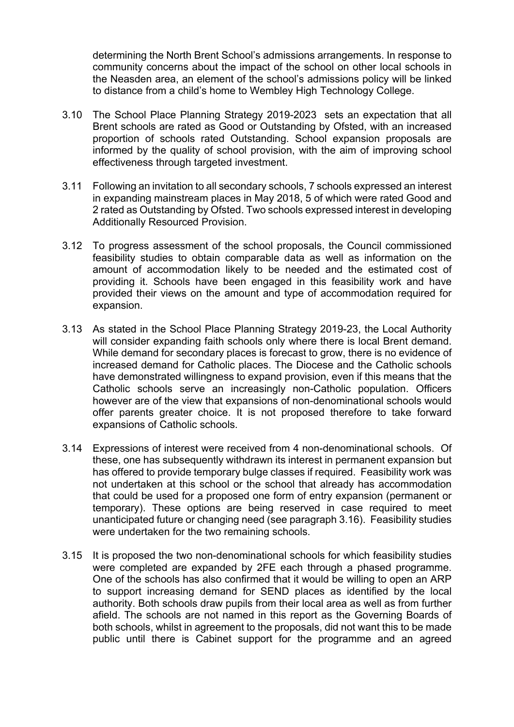determining the North Brent School's admissions arrangements. In response to community concerns about the impact of the school on other local schools in the Neasden area, an element of the school's admissions policy will be linked to distance from a child's home to Wembley High Technology College.

3.10 The School Place Planning Strategy 2019-2023 sets an expectation that all Brent schools are rated as Good or Outstanding by Ofsted, with an increased proportion of schools rated Outstanding. School expansion proposals are informed by the quality of school provision, with the aim of improving school effectiveness through targeted investment.

3.11 Following an invitation to all secondary schools, 7 schools expressed an interest in expanding mainstream places in May 2018, 5 of which were rated Good and 2 rated as Outstanding by Ofsted. Two schools expressed interest in developing Additionally Resourced Provision.

3.12 To progress assessment of the school proposals, the Council commissioned feasibility studies to obtain comparable data as well as information on the amount of accommodation likely to be needed and the estimated cost of providing it. Schools have been engaged in this feasibility work and have provided their views on the amount and type of accommodation required for expansion.

3.13 As stated in the School Place Planning Strategy 2019-23, the Local Authority will consider expanding faith schools only where there is local Brent demand. While demand for secondary places is forecast to grow, there is no evidence of increased demand for Catholic places. The Diocese and the Catholic schools have demonstrated willingness to expand provision, even if this means that the Catholic schools serve an increasingly non-Catholic population. Officers however are of the view that expansions of non-denominational schools would offer parents greater choice. It is not proposed therefore to take forward expansions of Catholic schools.

3.14 Expressions of interest were received from 4 non-denominational schools. Of these, one has subsequently withdrawn its interest in permanent expansion but has offered to provide temporary bulge classes if required. Feasibility work was not undertaken at this school or the school that already has accommodation that could be used for a proposed one form of entry expansion (permanent or temporary). These options are being reserved in case required to meet unanticipated future or changing need (see paragraph 3.16). Feasibility studies were undertaken for the two remaining schools.

3.15 It is proposed the two non-denominational schools for which feasibility studies were completed are expanded by 2FE each through a phased programme. One of the schools has also confirmed that it would be willing to open an ARP to support increasing demand for SEND places as identified by the local authority. Both schools draw pupils from their local area as well as from further afield. The schools are not named in this report as the Governing Boards of both schools, whilst in agreement to the proposals, did not want this to be made public until there is Cabinet support for the programme and an agreed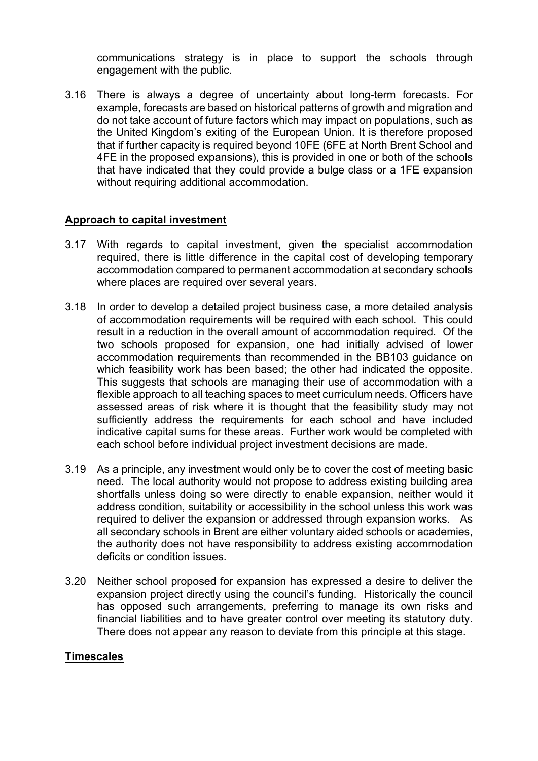communications strategy is in place to support the schools through engagement with the public.

3.16 There is always a degree of uncertainty about long-term forecasts. For example, forecasts are based on historical patterns of growth and migration and do not take account of future factors which may impact on populations, such as the United Kingdom's exiting of the European Union. It is therefore proposed that if further capacity is required beyond 10FE (6FE at North Brent School and 4FE in the proposed expansions), this is provided in one or both of the schools that have indicated that they could provide a bulge class or a 1FE expansion without requiring additional accommodation.

**Approach to capital investment**

3.17 With regards to capital investment, given the specialist accommodation required, there is little difference in the capital cost of developing temporary accommodation compared to permanent accommodation at secondary schools where places are required over several years.

3.18 In order to develop a detailed project business case, a more detailed analysis of accommodation requirements will be required with each school. This could result in a reduction in the overall amount of accommodation required. Of the two schools proposed for expansion, one had initially advised of lower accommodation requirements than recommended in the BB103 guidance on which feasibility work has been based; the other had indicated the opposite. This suggests that schools are managing their use of accommodation with a flexible approach to all teaching spaces to meet curriculum needs. Officers have assessed areas of risk where it is thought that the feasibility study may not sufficiently address the requirements for each school and have included indicative capital sums for these areas. Further work would be completed with each school before individual project investment decisions are made.

3.19 As a principle, any investment would only be to cover the cost of meeting basic need. The local authority would not propose to address existing building area shortfalls unless doing so were directly to enable expansion, neither would it address condition, suitability or accessibility in the school unless this work was required to deliver the expansion or addressed through expansion works. As all secondary schools in Brent are either voluntary aided schools or academies, the authority does not have responsibility to address existing accommodation deficits or condition issues.

3.20 Neither school proposed for expansion has expressed a desire to deliver the expansion project directly using the council's funding. Historically the council has opposed such arrangements, preferring to manage its own risks and financial liabilities and to have greater control over meeting its statutory duty. There does not appear any reason to deviate from this principle at this stage.

**Timescales**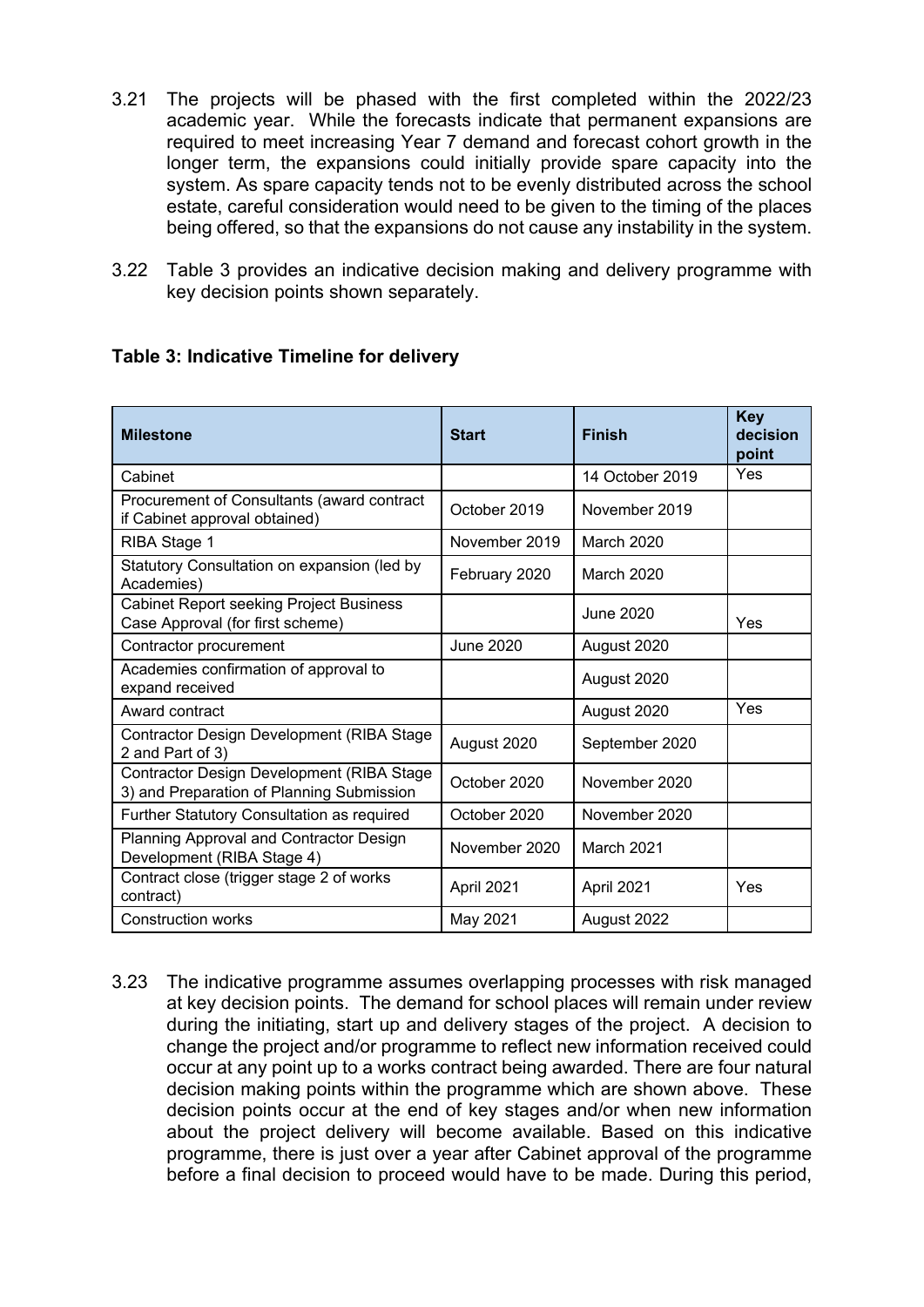3.21 The projects will be phased with the first completed within the 2022/23 academic year. While the forecasts indicate that permanent expansions are required to meet increasing Year 7 demand and forecast cohort growth in the longer term, the expansions could initially provide spare capacity into the system. As spare capacity tends not to be evenly distributed across the school estate, careful consideration would need to be given to the timing of the places being offered, so that the expansions do not cause any instability in the system.

3.22 Table 3 provides an indicative decision making and delivery programme with key decision points shown separately.

**Table 3: Indicative Timeline for delivery**

| Milestone | Start | Finish | Key decision point |
|---|---|---|---|
| Cabinet | | 14 October 2019 | Yes |
| Procurement of Consultants (award contract if Cabinet approval obtained) | October 2019 | November 2019 | |
| RIBA Stage 1 | November 2019 | March 2020 | |
| Statutory Consultation on expansion (led by Academies) | February 2020 | March 2020 | |
| Cabinet Report seeking Project Business Case Approval (for first scheme) | | June 2020 | Yes |
| Contractor procurement | June 2020 | August 2020 | |
| Academies confirmation of approval to expand received | | August 2020 | |
| Award contract | | August 2020 | Yes |
| Contractor Design Development (RIBA Stage 2 and Part of 3) | August 2020 | September 2020 | |
| Contractor Design Development (RIBA Stage 3) and Preparation of Planning Submission | October 2020 | November 2020 | |
| Further Statutory Consultation as required | October 2020 | November 2020 | |
| Planning Approval and Contractor Design Development (RIBA Stage 4) | November 2020 | March 2021 | |
| Contract close (trigger stage 2 of works contract) | April 2021 | April 2021 | Yes |
| Construction works | May 2021 | August 2022 | |

3.23 The indicative programme assumes overlapping processes with risk managed at key decision points. The demand for school places will remain under review during the initiating, start up and delivery stages of the project. A decision to change the project and/or programme to reflect new information received could occur at any point up to a works contract being awarded. There are four natural decision making points within the programme which are shown above. These decision points occur at the end of key stages and/or when new information about the project delivery will become available. Based on this indicative programme, there is just over a year after Cabinet approval of the programme before a final decision to proceed would have to be made. During this period,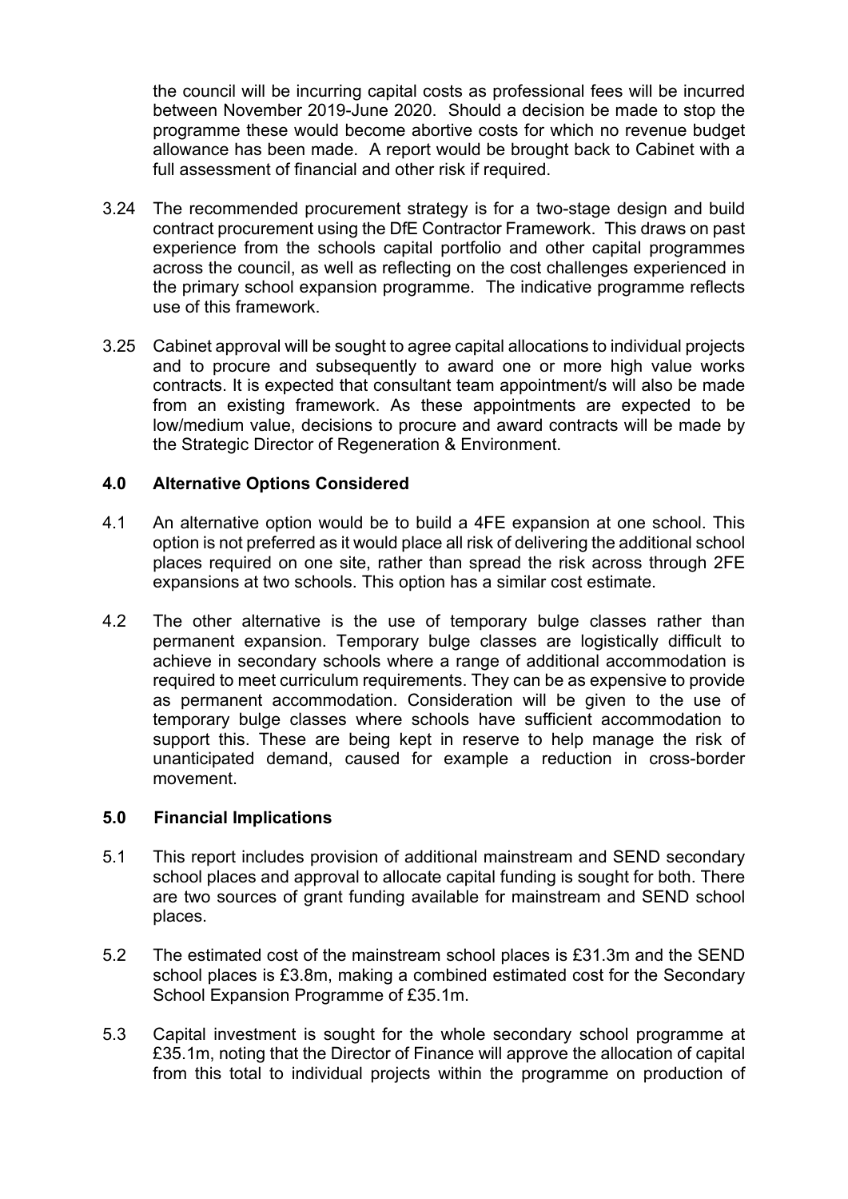the council will be incurring capital costs as professional fees will be incurred between November 2019-June 2020. Should a decision be made to stop the programme these would become abortive costs for which no revenue budget allowance has been made. A report would be brought back to Cabinet with a full assessment of financial and other risk if required.

3.24 The recommended procurement strategy is for a two-stage design and build contract procurement using the DfE Contractor Framework. This draws on past experience from the schools capital portfolio and other capital programmes across the council, as well as reflecting on the cost challenges experienced in the primary school expansion programme. The indicative programme reflects use of this framework.

3.25 Cabinet approval will be sought to agree capital allocations to individual projects and to procure and subsequently to award one or more high value works contracts. It is expected that consultant team appointment/s will also be made from an existing framework. As these appointments are expected to be low/medium value, decisions to procure and award contracts will be made by the Strategic Director of Regeneration & Environment.

## 4.0 Alternative Options Considered

4.1 An alternative option would be to build a 4FE expansion at one school. This option is not preferred as it would place all risk of delivering the additional school places required on one site, rather than spread the risk across through 2FE expansions at two schools. This option has a similar cost estimate.

4.2 The other alternative is the use of temporary bulge classes rather than permanent expansion. Temporary bulge classes are logistically difficult to achieve in secondary schools where a range of additional accommodation is required to meet curriculum requirements. They can be as expensive to provide as permanent accommodation. Consideration will be given to the use of temporary bulge classes where schools have sufficient accommodation to support this. These are being kept in reserve to help manage the risk of unanticipated demand, caused for example a reduction in cross-border movement.

## 5.0 Financial Implications

5.1 This report includes provision of additional mainstream and SEND secondary school places and approval to allocate capital funding is sought for both. There are two sources of grant funding available for mainstream and SEND school places.

5.2 The estimated cost of the mainstream school places is £31.3m and the SEND school places is £3.8m, making a combined estimated cost for the Secondary School Expansion Programme of £35.1m.

5.3 Capital investment is sought for the whole secondary school programme at £35.1m, noting that the Director of Finance will approve the allocation of capital from this total to individual projects within the programme on production of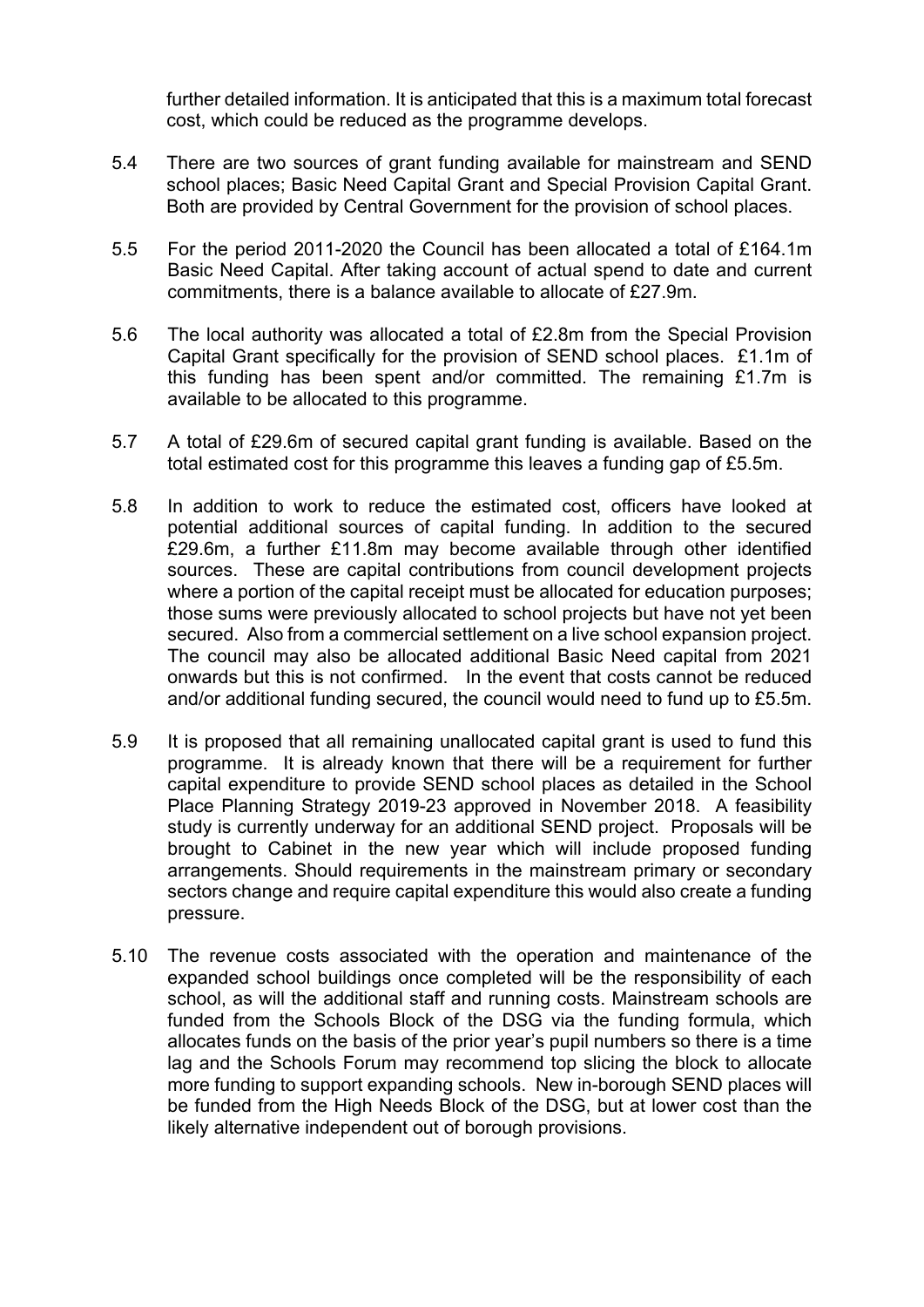further detailed information. It is anticipated that this is a maximum total forecast cost, which could be reduced as the programme develops.

5.4 There are two sources of grant funding available for mainstream and SEND school places; Basic Need Capital Grant and Special Provision Capital Grant. Both are provided by Central Government for the provision of school places.

5.5 For the period 2011-2020 the Council has been allocated a total of £164.1m Basic Need Capital. After taking account of actual spend to date and current commitments, there is a balance available to allocate of £27.9m.

5.6 The local authority was allocated a total of £2.8m from the Special Provision Capital Grant specifically for the provision of SEND school places. £1.1m of this funding has been spent and/or committed. The remaining £1.7m is available to be allocated to this programme.

5.7 A total of £29.6m of secured capital grant funding is available. Based on the total estimated cost for this programme this leaves a funding gap of £5.5m.

5.8 In addition to work to reduce the estimated cost, officers have looked at potential additional sources of capital funding. In addition to the secured £29.6m, a further £11.8m may become available through other identified sources. These are capital contributions from council development projects where a portion of the capital receipt must be allocated for education purposes; those sums were previously allocated to school projects but have not yet been secured. Also from a commercial settlement on a live school expansion project. The council may also be allocated additional Basic Need capital from 2021 onwards but this is not confirmed. In the event that costs cannot be reduced and/or additional funding secured, the council would need to fund up to £5.5m.

5.9 It is proposed that all remaining unallocated capital grant is used to fund this programme. It is already known that there will be a requirement for further capital expenditure to provide SEND school places as detailed in the School Place Planning Strategy 2019-23 approved in November 2018. A feasibility study is currently underway for an additional SEND project. Proposals will be brought to Cabinet in the new year which will include proposed funding arrangements. Should requirements in the mainstream primary or secondary sectors change and require capital expenditure this would also create a funding pressure.

5.10 The revenue costs associated with the operation and maintenance of the expanded school buildings once completed will be the responsibility of each school, as will the additional staff and running costs. Mainstream schools are funded from the Schools Block of the DSG via the funding formula, which allocates funds on the basis of the prior year's pupil numbers so there is a time lag and the Schools Forum may recommend top slicing the block to allocate more funding to support expanding schools. New in-borough SEND places will be funded from the High Needs Block of the DSG, but at lower cost than the likely alternative independent out of borough provisions.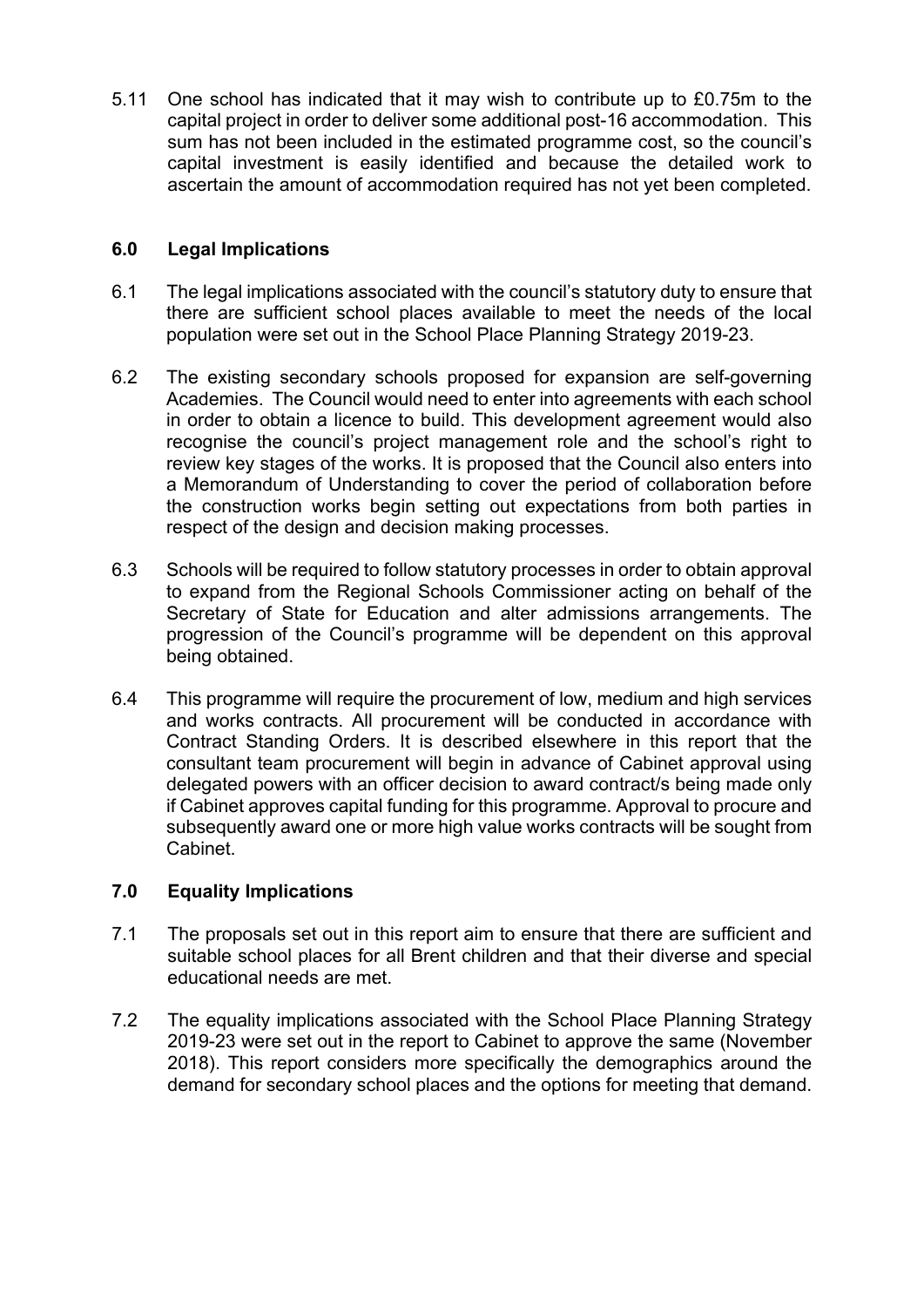5.11 One school has indicated that it may wish to contribute up to £0.75m to the capital project in order to deliver some additional post-16 accommodation. This sum has not been included in the estimated programme cost, so the council's capital investment is easily identified and because the detailed work to ascertain the amount of accommodation required has not yet been completed.

## 6.0 Legal Implications

6.1 The legal implications associated with the council's statutory duty to ensure that there are sufficient school places available to meet the needs of the local population were set out in the School Place Planning Strategy 2019-23.

6.2 The existing secondary schools proposed for expansion are self-governing Academies. The Council would need to enter into agreements with each school in order to obtain a licence to build. This development agreement would also recognise the council's project management role and the school's right to review key stages of the works. It is proposed that the Council also enters into a Memorandum of Understanding to cover the period of collaboration before the construction works begin setting out expectations from both parties in respect of the design and decision making processes.

6.3 Schools will be required to follow statutory processes in order to obtain approval to expand from the Regional Schools Commissioner acting on behalf of the Secretary of State for Education and alter admissions arrangements. The progression of the Council's programme will be dependent on this approval being obtained.

6.4 This programme will require the procurement of low, medium and high services and works contracts. All procurement will be conducted in accordance with Contract Standing Orders. It is described elsewhere in this report that the consultant team procurement will begin in advance of Cabinet approval using delegated powers with an officer decision to award contract/s being made only if Cabinet approves capital funding for this programme. Approval to procure and subsequently award one or more high value works contracts will be sought from Cabinet.

## 7.0 Equality Implications

7.1 The proposals set out in this report aim to ensure that there are sufficient and suitable school places for all Brent children and that their diverse and special educational needs are met.

7.2 The equality implications associated with the School Place Planning Strategy 2019-23 were set out in the report to Cabinet to approve the same (November 2018). This report considers more specifically the demographics around the demand for secondary school places and the options for meeting that demand.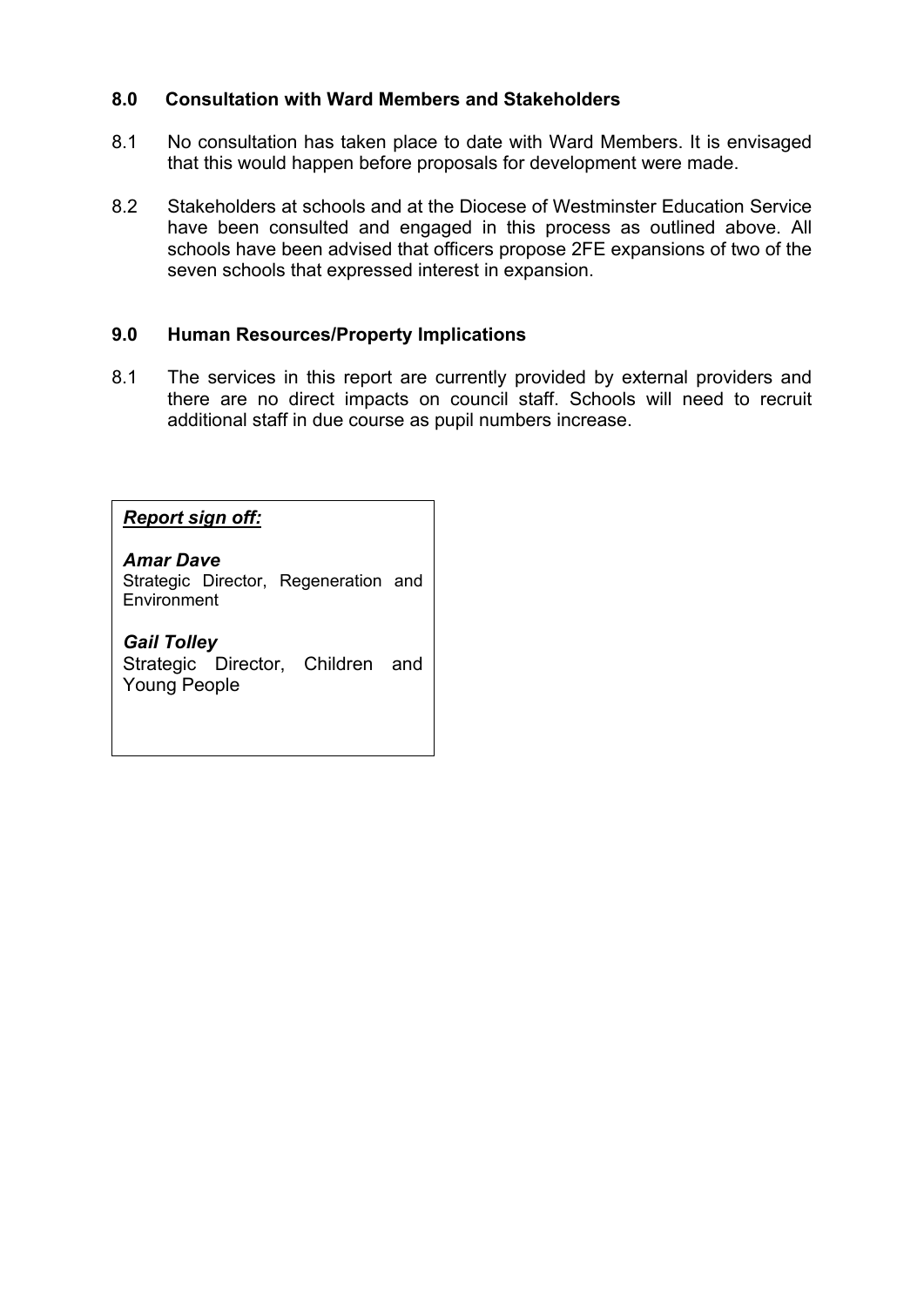## 8.0 Consultation with Ward Members and Stakeholders

8.1 No consultation has taken place to date with Ward Members. It is envisaged that this would happen before proposals for development were made.

8.2 Stakeholders at schools and at the Diocese of Westminster Education Service have been consulted and engaged in this process as outlined above. All schools have been advised that officers propose 2FE expansions of two of the seven schools that expressed interest in expansion.

## 9.0 Human Resources/Property Implications

8.1 The services in this report are currently provided by external providers and there are no direct impacts on council staff. Schools will need to recruit additional staff in due course as pupil numbers increase.

***Report sign off:***

***Amar Dave***
Strategic Director, Regeneration and Environment

***Gail Tolley***
Strategic Director, Children and Young People